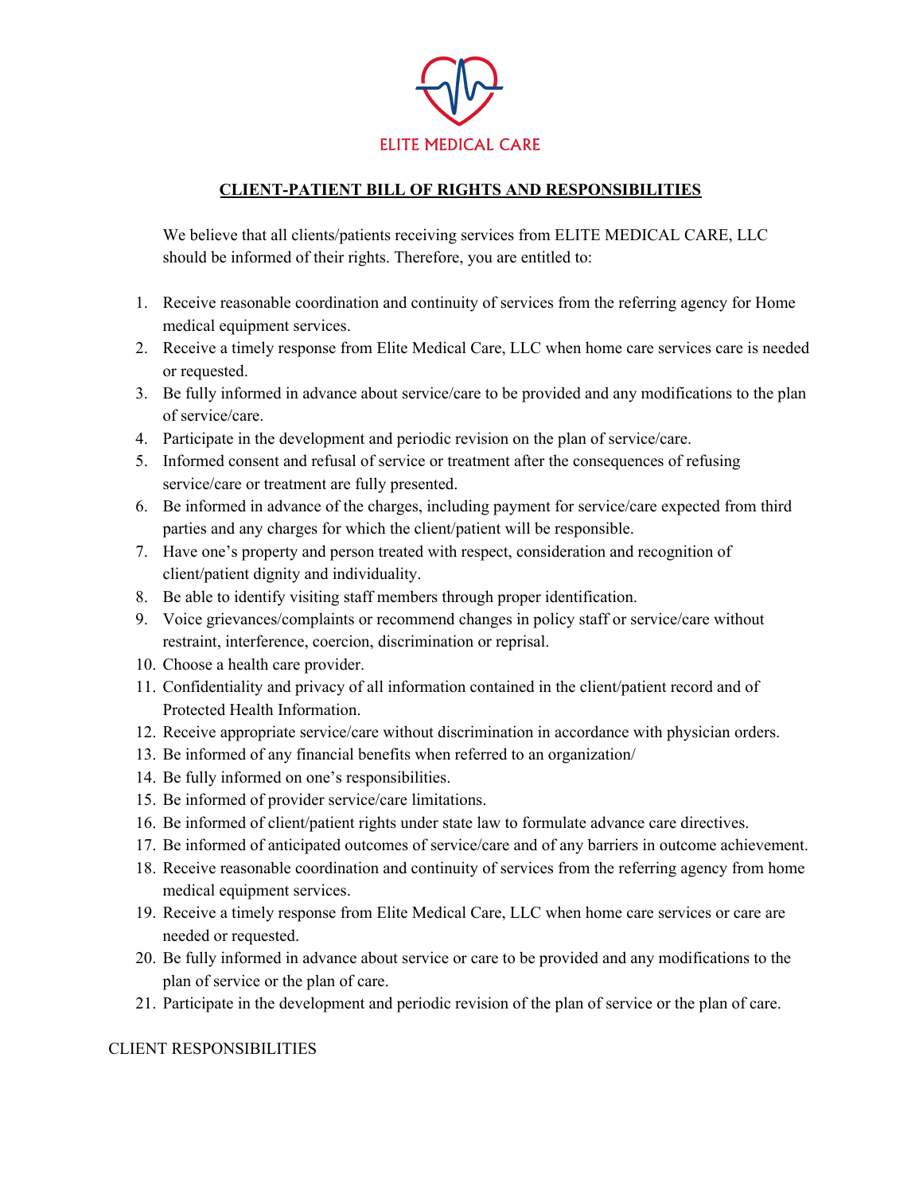ELITE MEDICAL CARE

# CLIENT-PATIENT BILL OF RIGHTS AND RESPONSIBILITIES

We believe that all clients/patients receiving services from ELITE MEDICAL CARE, LLC should be informed of their rights. Therefore, you are entitled to:

1. Receive reasonable coordination and continuity of services from the referring agency for Home medical equipment services.
2. Receive a timely response from Elite Medical Care, LLC when home care services care is needed or requested.
3. Be fully informed in advance about service/care to be provided and any modifications to the plan of service/care.
4. Participate in the development and periodic revision on the plan of service/care.
5. Informed consent and refusal of service or treatment after the consequences of refusing service/care or treatment are fully presented.
6. Be informed in advance of the charges, including payment for service/care expected from third parties and any charges for which the client/patient will be responsible.
7. Have one's property and person treated with respect, consideration and recognition of client/patient dignity and individuality.
8. Be able to identify visiting staff members through proper identification.
9. Voice grievances/complaints or recommend changes in policy staff or service/care without restraint, interference, coercion, discrimination or reprisal.
10. Choose a health care provider.
11. Confidentiality and privacy of all information contained in the client/patient record and of Protected Health Information.
12. Receive appropriate service/care without discrimination in accordance with physician orders.
13. Be informed of any financial benefits when referred to an organization/
14. Be fully informed on one's responsibilities.
15. Be informed of provider service/care limitations.
16. Be informed of client/patient rights under state law to formulate advance care directives.
17. Be informed of anticipated outcomes of service/care and of any barriers in outcome achievement.
18. Receive reasonable coordination and continuity of services from the referring agency from home medical equipment services.
19. Receive a timely response from Elite Medical Care, LLC when home care services or care are needed or requested.
20. Be fully informed in advance about service or care to be provided and any modifications to the plan of service or the plan of care.
21. Participate in the development and periodic revision of the plan of service or the plan of care.

CLIENT RESPONSIBILITIES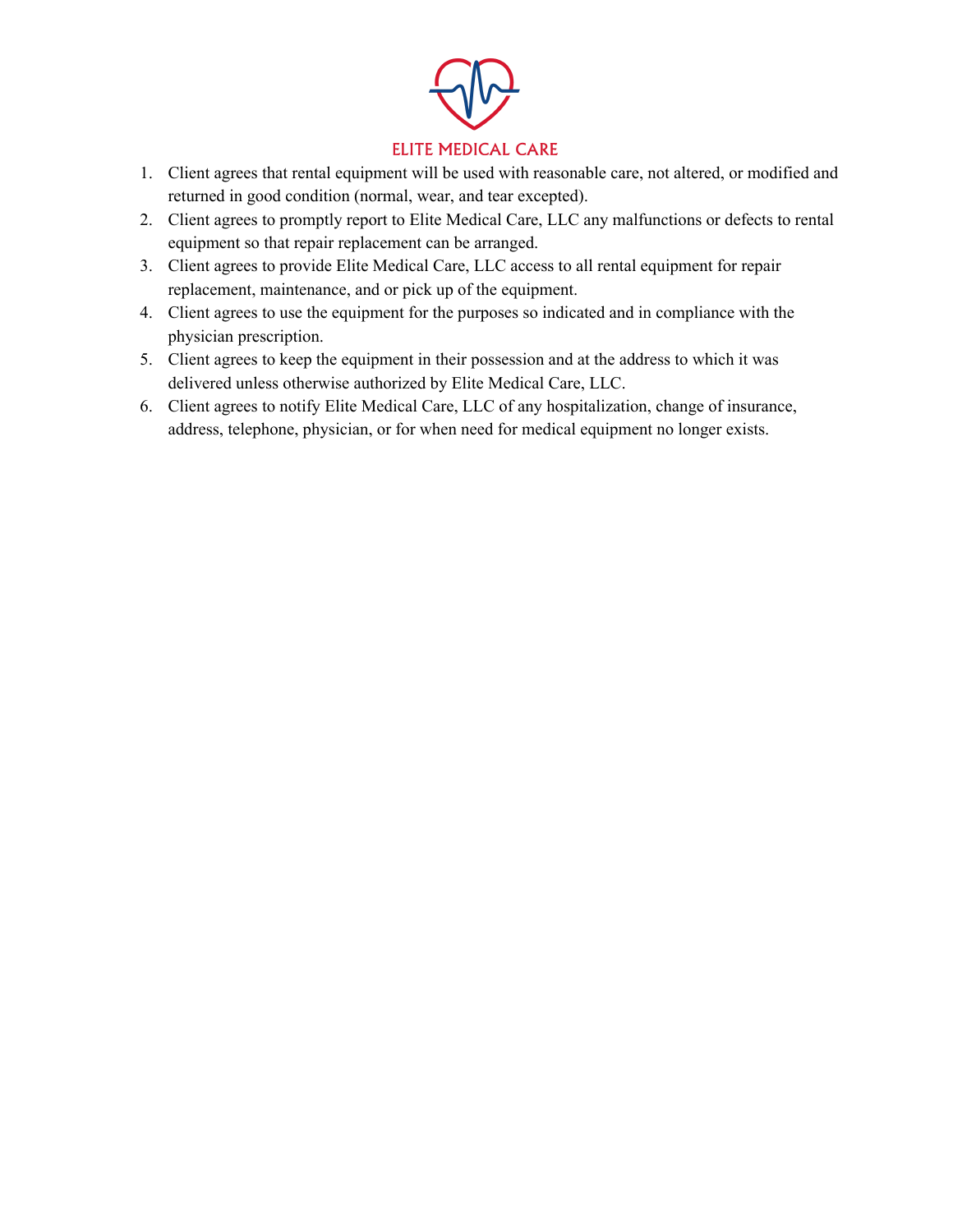ELITE MEDICAL CARE

1. Client agrees that rental equipment will be used with reasonable care, not altered, or modified and returned in good condition (normal, wear, and tear excepted).
2. Client agrees to promptly report to Elite Medical Care, LLC any malfunctions or defects to rental equipment so that repair replacement can be arranged.
3. Client agrees to provide Elite Medical Care, LLC access to all rental equipment for repair replacement, maintenance, and or pick up of the equipment.
4. Client agrees to use the equipment for the purposes so indicated and in compliance with the physician prescription.
5. Client agrees to keep the equipment in their possession and at the address to which it was delivered unless otherwise authorized by Elite Medical Care, LLC.
6. Client agrees to notify Elite Medical Care, LLC of any hospitalization, change of insurance, address, telephone, physician, or for when need for medical equipment no longer exists.